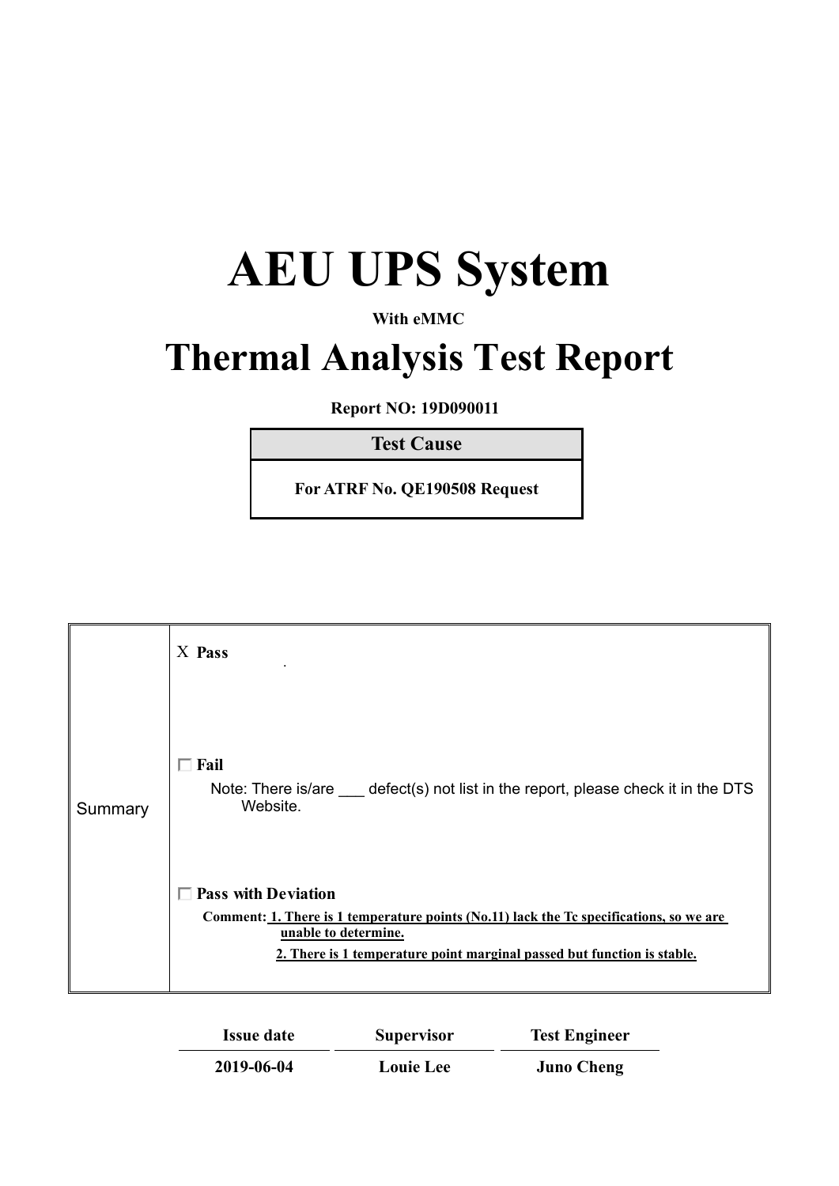# AEU UPS System

**With eMMC**

# Thermal Analysis Test Report

**Report NO: 19D090011**

| Test Cause |
|---|
| **For ATRF No. QE190508 Request** |

| Summary | X **Pass**<br><br>☐ **Fail**<br>Note: There is/are ___ defect(s) not list in the report, please check it in the DTS Website.<br><br>☐ **Pass with Deviation**<br>**Comment: 1. There is 1 temperature points (No.11) lack the Tc specifications, so we are unable to determine.**<br>**2. There is 1 temperature point marginal passed but function is stable.** |
|---|---|

| Issue date | Supervisor | Test Engineer |
|---|---|---|
| **2019-06-04** | **Louie Lee** | **Juno Cheng** |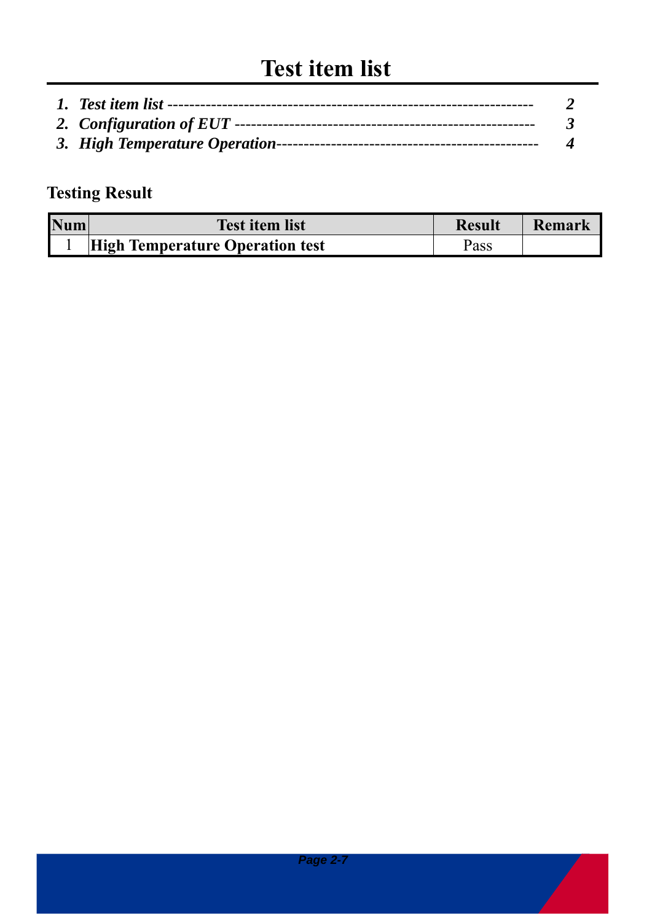# Test item list

1. *Test item list --------------------------------------------------------------- 2*
2. *Configuration of EUT ---------------------------------------------------- 3*
3. *High Temperature Operation----------------------------------------------- 4*

## Testing Result

| Num | Test item list | Result | Remark |
|---|---|---|---|
| 1 | **High Temperature Operation test** | Pass | |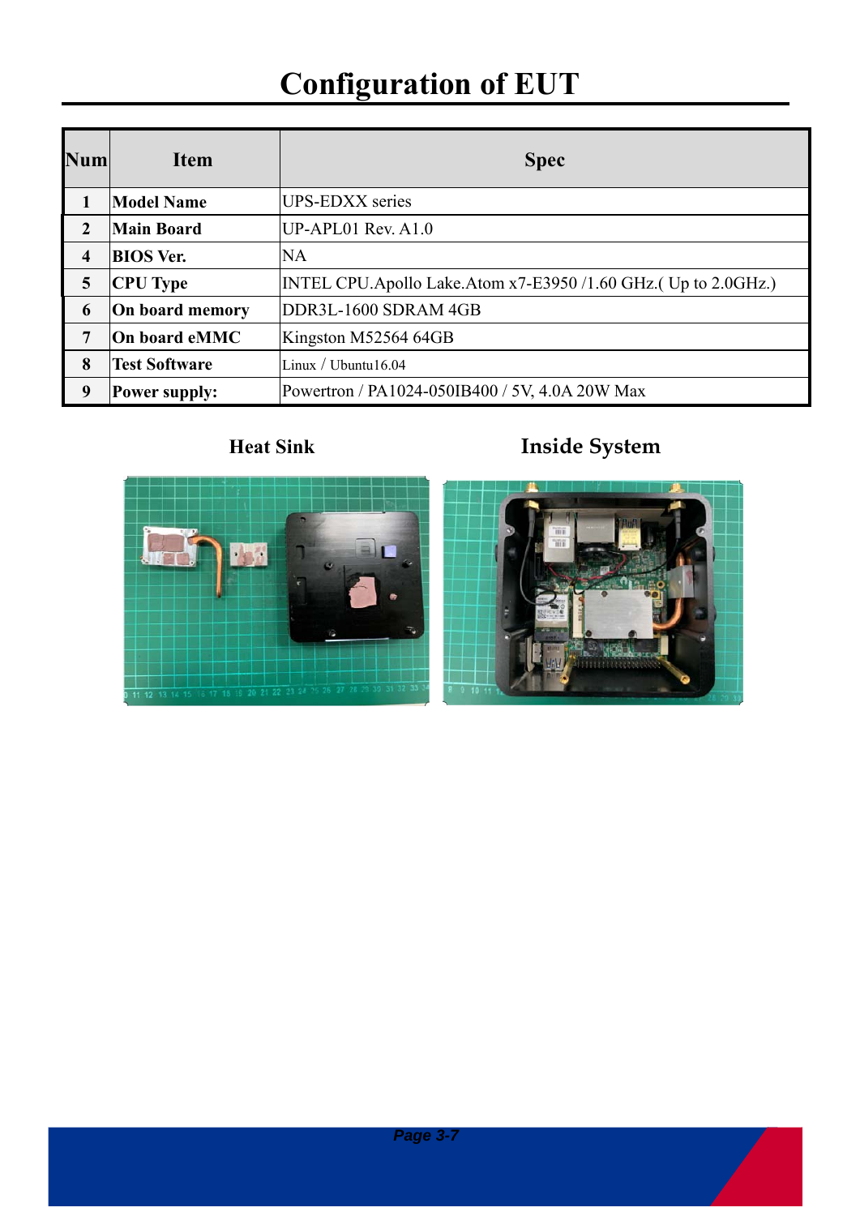# Configuration of EUT

| Num | Item | Spec |
|---|---|---|
| 1 | **Model Name** | UPS-EDXX series |
| 2 | **Main Board** | UP-APL01 Rev. A1.0 |
| 4 | **BIOS Ver.** | NA |
| 5 | **CPU Type** | INTEL CPU.Apollo Lake.Atom x7-E3950 /1.60 GHz.( Up to 2.0GHz.) |
| 6 | **On board memory** | DDR3L-1600 SDRAM 4GB |
| 7 | **On board eMMC** | Kingston M52564 64GB |
| 8 | **Test Software** | Linux / Ubuntu16.04 |
| 9 | **Power supply:** | Powertron / PA1024-050IB400 / 5V, 4.0A 20W Max |

**Heat Sink**

**Inside System**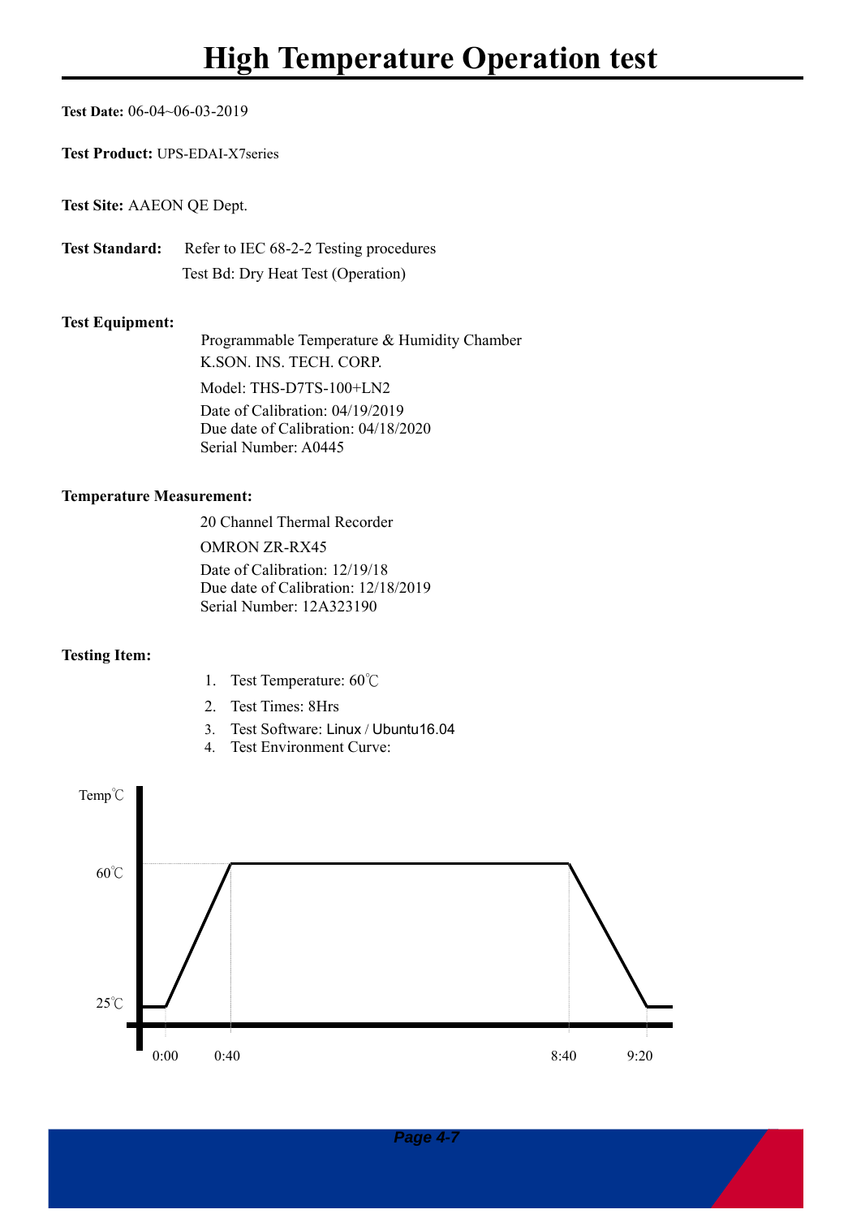# High Temperature Operation test

**Test Date:** 06-04~06-03-2019

**Test Product:** UPS-EDAI-X7series

**Test Site:** AAEON QE Dept.

**Test Standard:** Refer to IEC 68-2-2 Testing procedures
Test Bd: Dry Heat Test (Operation)

**Test Equipment:**

Programmable Temperature & Humidity Chamber
K.SON. INS. TECH. CORP.
Model: THS-D7TS-100+LN2
Date of Calibration: 04/19/2019
Due date of Calibration: 04/18/2020
Serial Number: A0445

**Temperature Measurement:**

20 Channel Thermal Recorder
OMRON ZR-RX45
Date of Calibration: 12/19/18
Due date of Calibration: 12/18/2019
Serial Number: 12A323190

**Testing Item:**

1. Test Temperature: 60℃
2. Test Times: 8Hrs
3. Test Software: Linux / Ubuntu16.04
4. Test Environment Curve:

Temp℃

60℃

25℃

0:00 0:40 8:40 9:20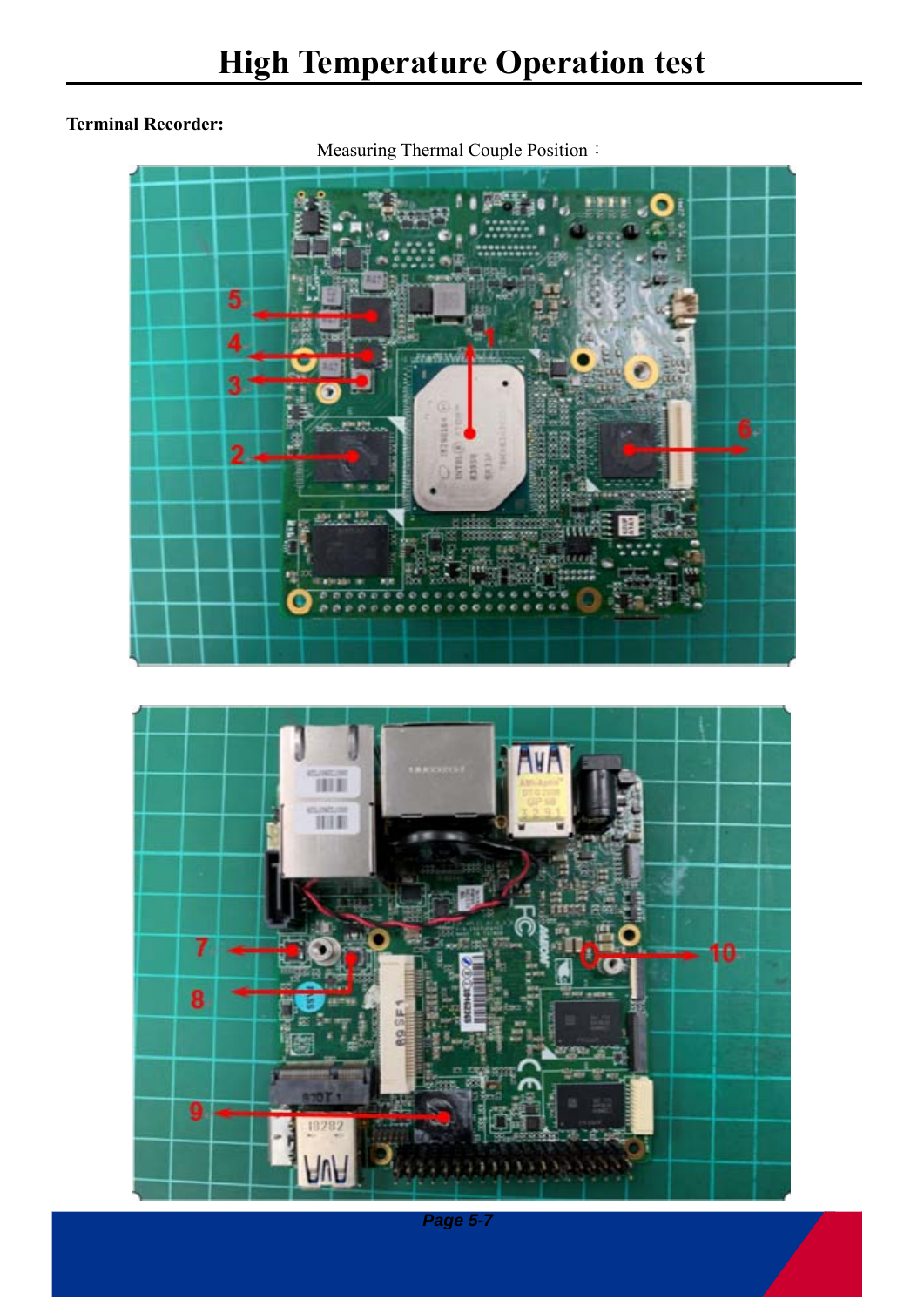# High Temperature Operation test

**Terminal Recorder:**

Measuring Thermal Couple Position：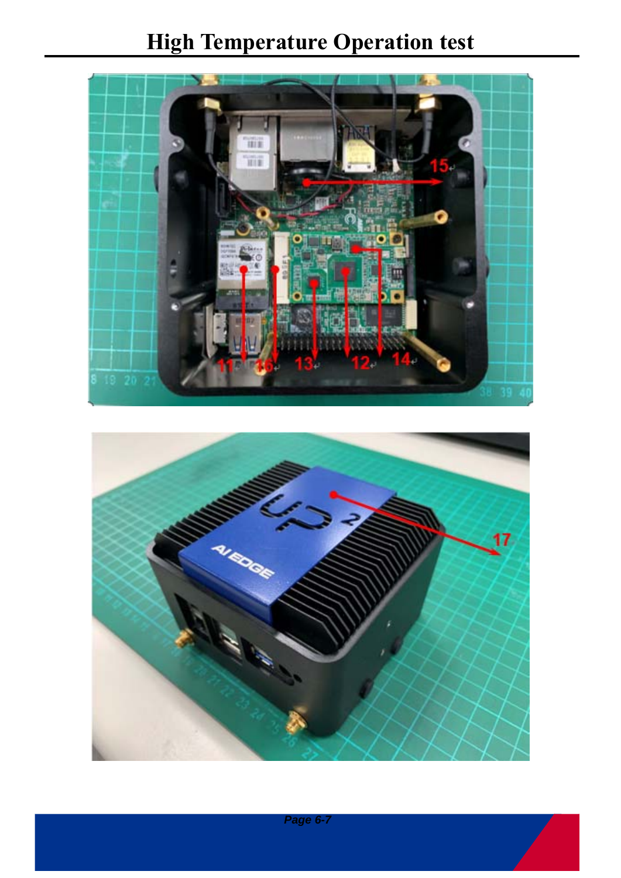# High Temperature Operation test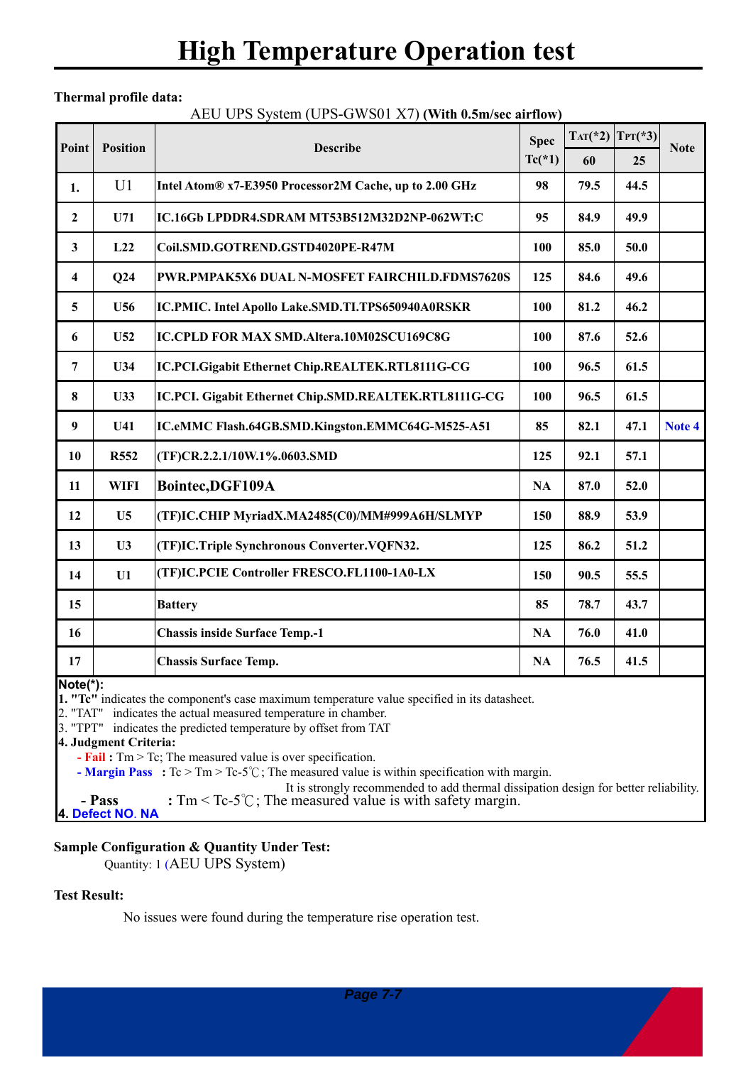# High Temperature Operation test

**Thermal profile data:**

AEU UPS System (UPS-GWS01 X7) **(With 0.5m/sec airflow)**

| Point | Position | Describe | Spec Tc(*1) | TAT(*2) | TPT(*3) | Note |
|---|---|---|---|---|---|---|
| | | | | 60 | 25 | |
| 1. | U1 | Intel Atom® x7-E3950 Processor2M Cache, up to 2.00 GHz | 98 | 79.5 | 44.5 | |
| 2 | U71 | IC.16Gb LPDDR4.SDRAM MT53B512M32D2NP-062WT:C | 95 | 84.9 | 49.9 | |
| 3 | L22 | Coil.SMD.GOTREND.GSTD4020PE-R47M | 100 | 85.0 | 50.0 | |
| 4 | Q24 | PWR.PMPAK5X6 DUAL N-MOSFET FAIRCHILD.FDMS7620S | 125 | 84.6 | 49.6 | |
| 5 | U56 | IC.PMIC. Intel Apollo Lake.SMD.TI.TPS650940A0RSKR | 100 | 81.2 | 46.2 | |
| 6 | U52 | IC.CPLD FOR MAX SMD.Altera.10M02SCU169C8G | 100 | 87.6 | 52.6 | |
| 7 | U34 | IC.PCI.Gigabit Ethernet Chip.REALTEK.RTL8111G-CG | 100 | 96.5 | 61.5 | |
| 8 | U33 | IC.PCI. Gigabit Ethernet Chip.SMD.REALTEK.RTL8111G-CG | 100 | 96.5 | 61.5 | |
| 9 | U41 | IC.eMMC Flash.64GB.SMD.Kingston.EMMC64G-M525-A51 | 85 | 82.1 | 47.1 | Note 4 |
| 10 | R552 | (TF)CR.2.2.1/10W.1%.0603.SMD | 125 | 92.1 | 57.1 | |
| 11 | WIFI | Bointec,DGF109A | NA | 87.0 | 52.0 | |
| 12 | U5 | (TF)IC.CHIP MyriadX.MA2485(C0)/MM#999A6H/SLMYP | 150 | 88.9 | 53.9 | |
| 13 | U3 | (TF)IC.Triple Synchronous Converter.VQFN32. | 125 | 86.2 | 51.2 | |
| 14 | U1 | (TF)IC.PCIE Controller FRESCO.FL1100-1A0-LX | 150 | 90.5 | 55.5 | |
| 15 | | Battery | 85 | 78.7 | 43.7 | |
| 16 | | Chassis inside Surface Temp.-1 | NA | 76.0 | 41.0 | |
| 17 | | Chassis Surface Temp. | NA | 76.5 | 41.5 | |

**Note(*):**

1. **"Tc"** indicates the component's case maximum temperature value specified in its datasheet.
2. "TAT" indicates the actual measured temperature in chamber.
3. "TPT" indicates the predicted temperature by offset from TAT
4. **Judgment Criteria:**
   - **Fail :** Tm > Tc; The measured value is over specification.
   - **Margin Pass :** Tc > Tm > Tc-5℃; The measured value is within specification with margin. It is strongly recommended to add thermal dissipation design for better reliability.
   - **Pass :** Tm < Tc-5℃; The measured value is with safety margin.

4. Defect NO. NA

**Sample Configuration & Quantity Under Test:**

Quantity: 1 (AEU UPS System)

**Test Result:**

No issues were found during the temperature rise operation test.